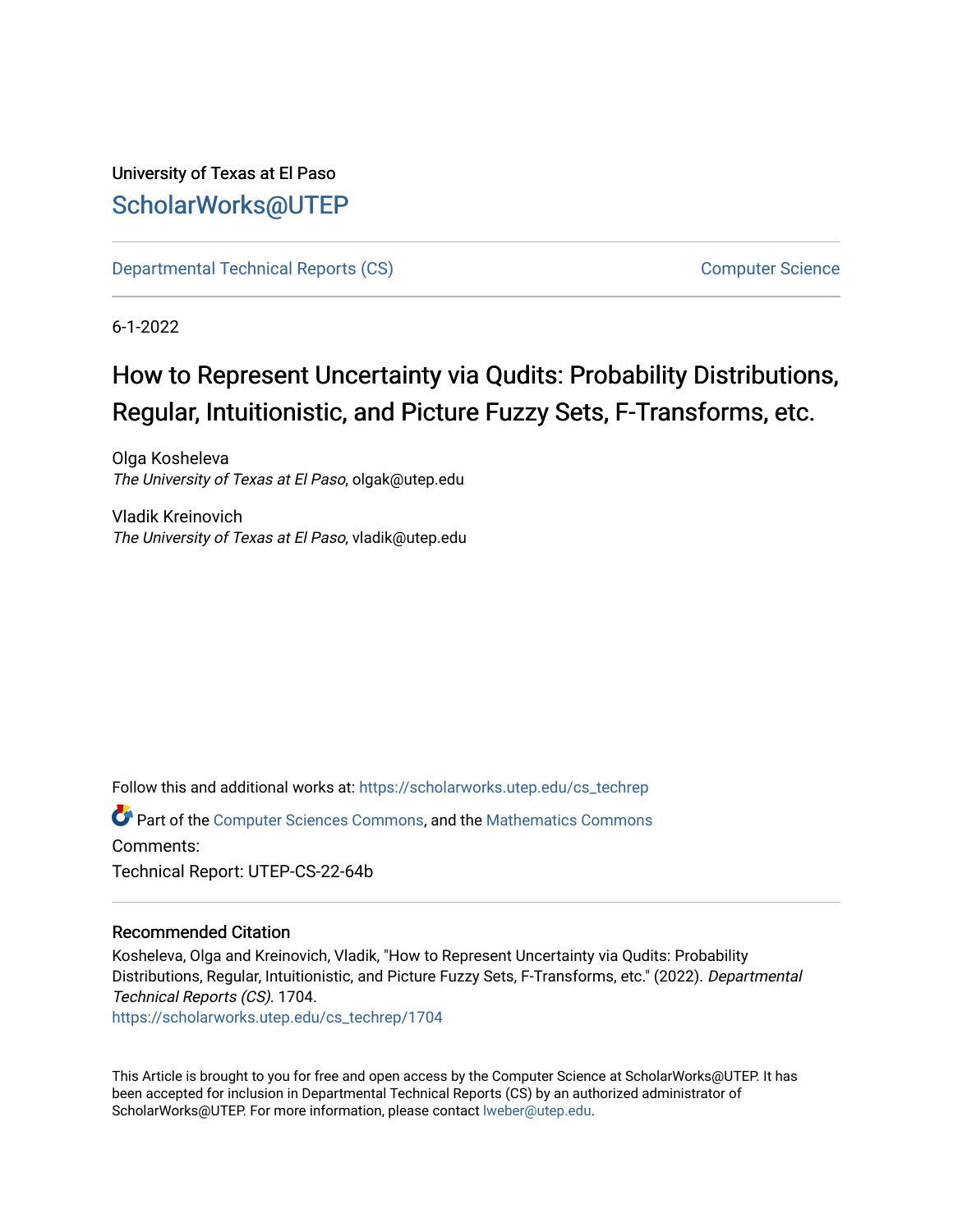University of Texas at El Paso

# ScholarWorks@UTEP

Departmental Technical Reports (CS) | Computer Science

6-1-2022

## How to Represent Uncertainty via Qudits: Probability Distributions, Regular, Intuitionistic, and Picture Fuzzy Sets, F-Transforms, etc.

Olga Kosheleva
*The University of Texas at El Paso*, olgak@utep.edu

Vladik Kreinovich
*The University of Texas at El Paso*, vladik@utep.edu

Follow this and additional works at: https://scholarworks.utep.edu/cs_techrep

Part of the Computer Sciences Commons, and the Mathematics Commons

Comments:

Technical Report: UTEP-CS-22-64b

### Recommended Citation

Kosheleva, Olga and Kreinovich, Vladik, "How to Represent Uncertainty via Qudits: Probability Distributions, Regular, Intuitionistic, and Picture Fuzzy Sets, F-Transforms, etc." (2022). *Departmental Technical Reports (CS)*. 1704.
https://scholarworks.utep.edu/cs_techrep/1704

This Article is brought to you for free and open access by the Computer Science at ScholarWorks@UTEP. It has been accepted for inclusion in Departmental Technical Reports (CS) by an authorized administrator of ScholarWorks@UTEP. For more information, please contact lweber@utep.edu.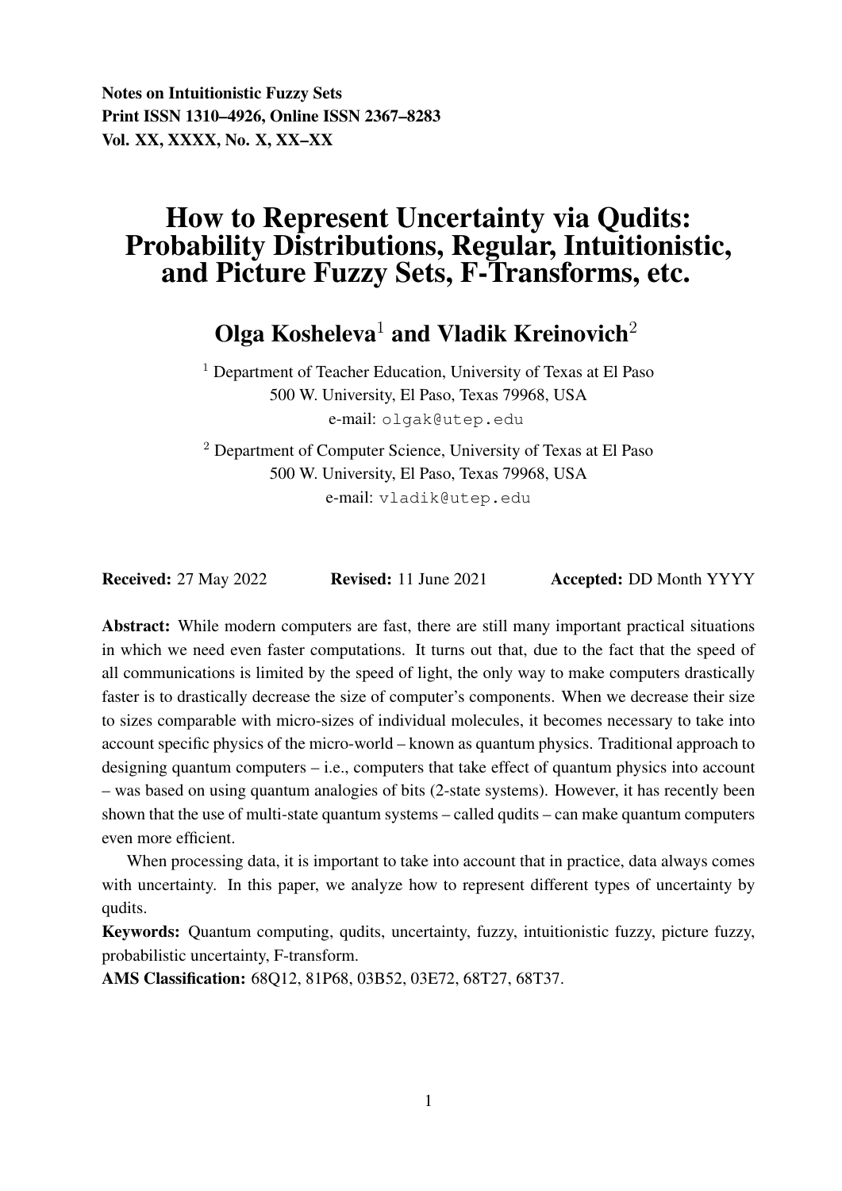# How to Represent Uncertainty via Qudits: Probability Distributions, Regular, Intuitionistic, and Picture Fuzzy Sets, F-Transforms, etc.

## Olga Kosheleva[1] and Vladik Kreinovich[2]

[1] Department of Teacher Education, University of Texas at El Paso
500 W. University, El Paso, Texas 79968, USA
e-mail: olgak@utep.edu

[2] Department of Computer Science, University of Texas at El Paso
500 W. University, El Paso, Texas 79968, USA
e-mail: vladik@utep.edu

**Received:** 27 May 2022 **Revised:** 11 June 2021 **Accepted:** DD Month YYYY

**Abstract:** While modern computers are fast, there are still many important practical situations in which we need even faster computations. It turns out that, due to the fact that the speed of all communications is limited by the speed of light, the only way to make computers drastically faster is to drastically decrease the size of computer's components. When we decrease their size to sizes comparable with micro-sizes of individual molecules, it becomes necessary to take into account specific physics of the micro-world – known as quantum physics. Traditional approach to designing quantum computers – i.e., computers that take effect of quantum physics into account – was based on using quantum analogies of bits (2-state systems). However, it has recently been shown that the use of multi-state quantum systems – called qudits – can make quantum computers even more efficient.

When processing data, it is important to take into account that in practice, data always comes with uncertainty. In this paper, we analyze how to represent different types of uncertainty by qudits.

**Keywords:** Quantum computing, qudits, uncertainty, fuzzy, intuitionistic fuzzy, picture fuzzy, probabilistic uncertainty, F-transform.

**AMS Classification:** 68Q12, 81P68, 03B52, 03E72, 68T27, 68T37.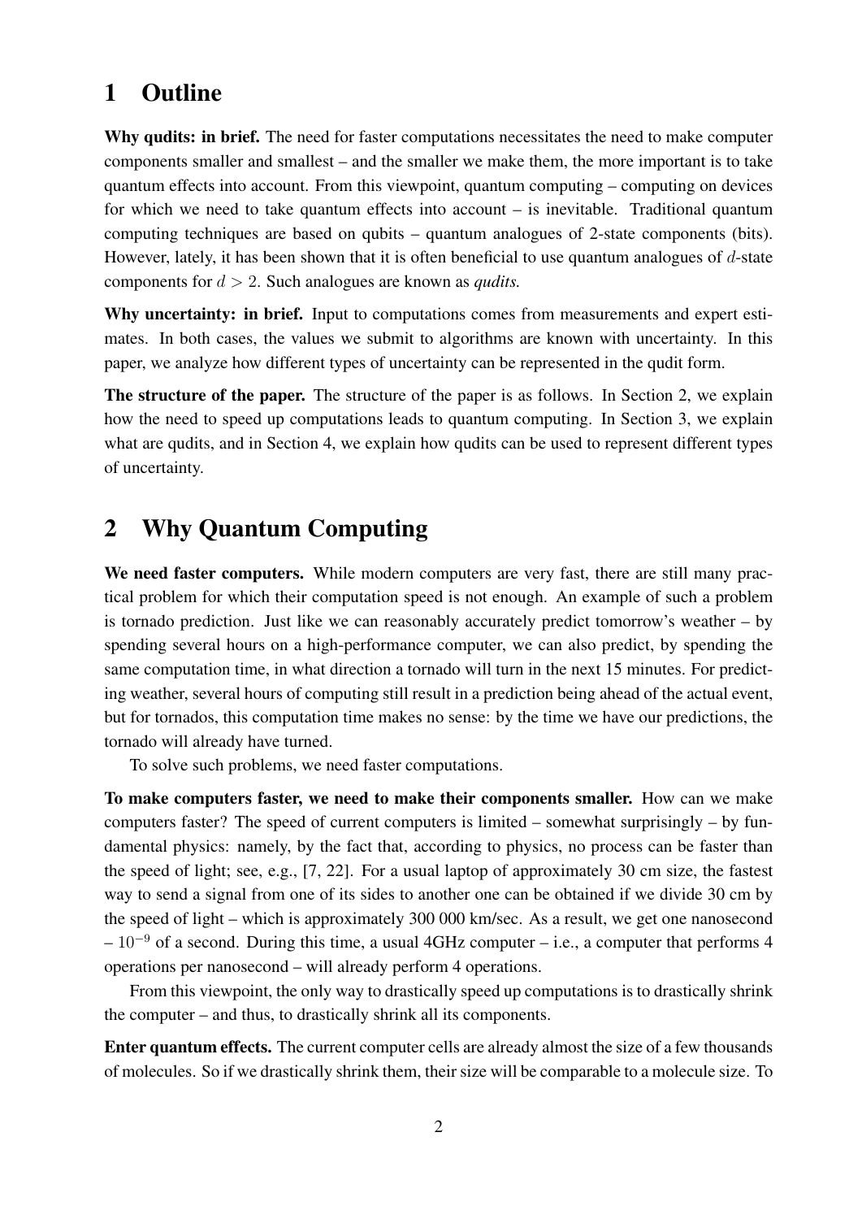# 1 Outline

**Why qudits: in brief.** The need for faster computations necessitates the need to make computer components smaller and smallest – and the smaller we make them, the more important is to take quantum effects into account. From this viewpoint, quantum computing – computing on devices for which we need to take quantum effects into account – is inevitable. Traditional quantum computing techniques are based on qubits – quantum analogues of 2-state components (bits). However, lately, it has been shown that it is often beneficial to use quantum analogues of $d$-state components for $d > 2$. Such analogues are known as *qudits.*

**Why uncertainty: in brief.** Input to computations comes from measurements and expert estimates. In both cases, the values we submit to algorithms are known with uncertainty. In this paper, we analyze how different types of uncertainty can be represented in the qudit form.

**The structure of the paper.** The structure of the paper is as follows. In Section 2, we explain how the need to speed up computations leads to quantum computing. In Section 3, we explain what are qudits, and in Section 4, we explain how qudits can be used to represent different types of uncertainty.

# 2 Why Quantum Computing

**We need faster computers.** While modern computers are very fast, there are still many practical problem for which their computation speed is not enough. An example of such a problem is tornado prediction. Just like we can reasonably accurately predict tomorrow's weather – by spending several hours on a high-performance computer, we can also predict, by spending the same computation time, in what direction a tornado will turn in the next 15 minutes. For predicting weather, several hours of computing still result in a prediction being ahead of the actual event, but for tornados, this computation time makes no sense: by the time we have our predictions, the tornado will already have turned.

To solve such problems, we need faster computations.

**To make computers faster, we need to make their components smaller.** How can we make computers faster? The speed of current computers is limited – somewhat surprisingly – by fundamental physics: namely, by the fact that, according to physics, no process can be faster than the speed of light; see, e.g., [7, 22]. For a usual laptop of approximately 30 cm size, the fastest way to send a signal from one of its sides to another one can be obtained if we divide 30 cm by the speed of light – which is approximately 300 000 km/sec. As a result, we get one nanosecond – $10^{-9}$ of a second. During this time, a usual 4GHz computer – i.e., a computer that performs 4 operations per nanosecond – will already perform 4 operations.

From this viewpoint, the only way to drastically speed up computations is to drastically shrink the computer – and thus, to drastically shrink all its components.

**Enter quantum effects.** The current computer cells are already almost the size of a few thousands of molecules. So if we drastically shrink them, their size will be comparable to a molecule size. To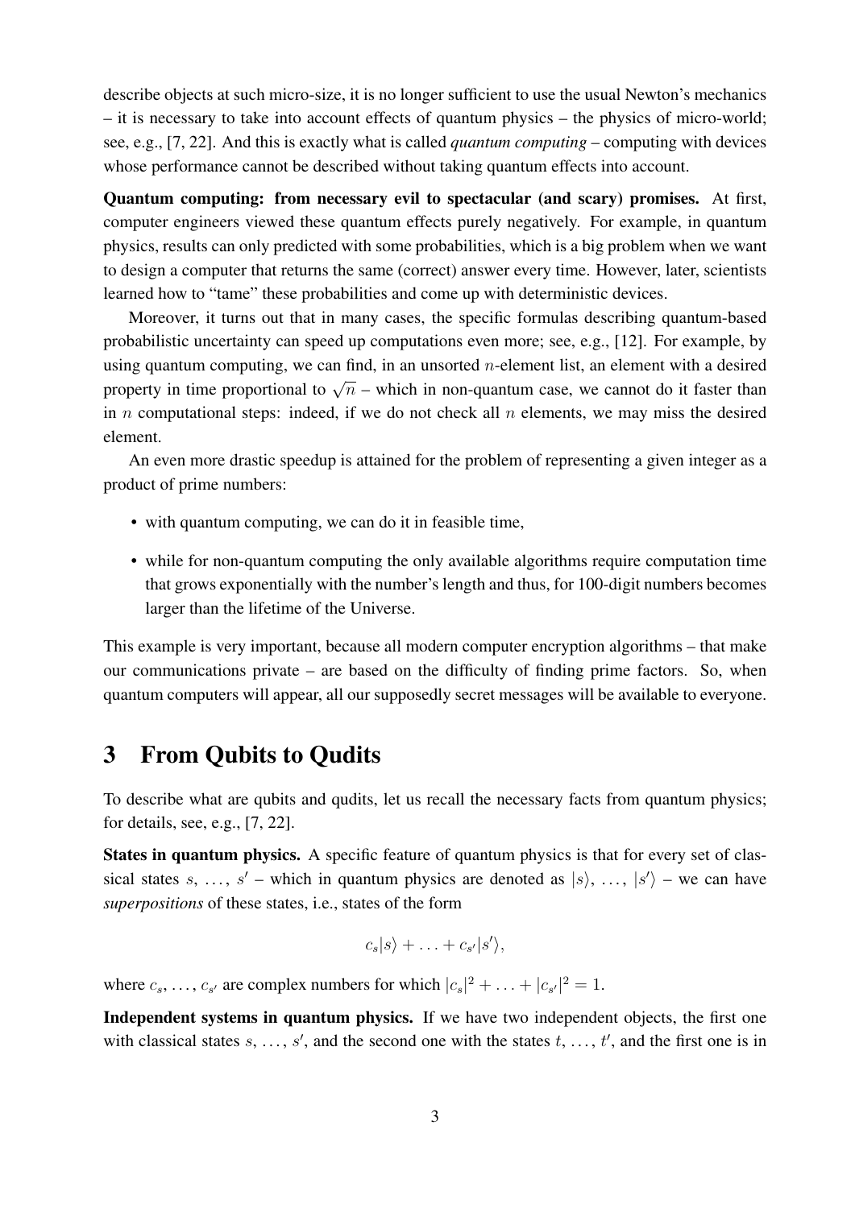describe objects at such micro-size, it is no longer sufficient to use the usual Newton's mechanics – it is necessary to take into account effects of quantum physics – the physics of micro-world; see, e.g., [7, 22]. And this is exactly what is called *quantum computing* – computing with devices whose performance cannot be described without taking quantum effects into account.

**Quantum computing: from necessary evil to spectacular (and scary) promises.** At first, computer engineers viewed these quantum effects purely negatively. For example, in quantum physics, results can only predicted with some probabilities, which is a big problem when we want to design a computer that returns the same (correct) answer every time. However, later, scientists learned how to "tame" these probabilities and come up with deterministic devices.

Moreover, it turns out that in many cases, the specific formulas describing quantum-based probabilistic uncertainty can speed up computations even more; see, e.g., [12]. For example, by using quantum computing, we can find, in an unsorted $n$-element list, an element with a desired property in time proportional to $\sqrt{n}$ – which in non-quantum case, we cannot do it faster than in $n$ computational steps: indeed, if we do not check all $n$ elements, we may miss the desired element.

An even more drastic speedup is attained for the problem of representing a given integer as a product of prime numbers:

- with quantum computing, we can do it in feasible time,
- while for non-quantum computing the only available algorithms require computation time that grows exponentially with the number's length and thus, for 100-digit numbers becomes larger than the lifetime of the Universe.

This example is very important, because all modern computer encryption algorithms – that make our communications private – are based on the difficulty of finding prime factors. So, when quantum computers will appear, all our supposedly secret messages will be available to everyone.

# 3 From Qubits to Qudits

To describe what are qubits and qudits, let us recall the necessary facts from quantum physics; for details, see, e.g., [7, 22].

**States in quantum physics.** A specific feature of quantum physics is that for every set of classical states $s, \ldots, s'$ – which in quantum physics are denoted as $|s\rangle, \ldots, |s'\rangle$ – we can have *superpositions* of these states, i.e., states of the form

$$c_s|s\rangle + \ldots + c_{s'}|s'\rangle,$$

where $c_s, \ldots, c_{s'}$ are complex numbers for which $|c_s|^2 + \ldots + |c_{s'}|^2 = 1$.

**Independent systems in quantum physics.** If we have two independent objects, the first one with classical states $s, \ldots, s'$, and the second one with the states $t, \ldots, t'$, and the first one is in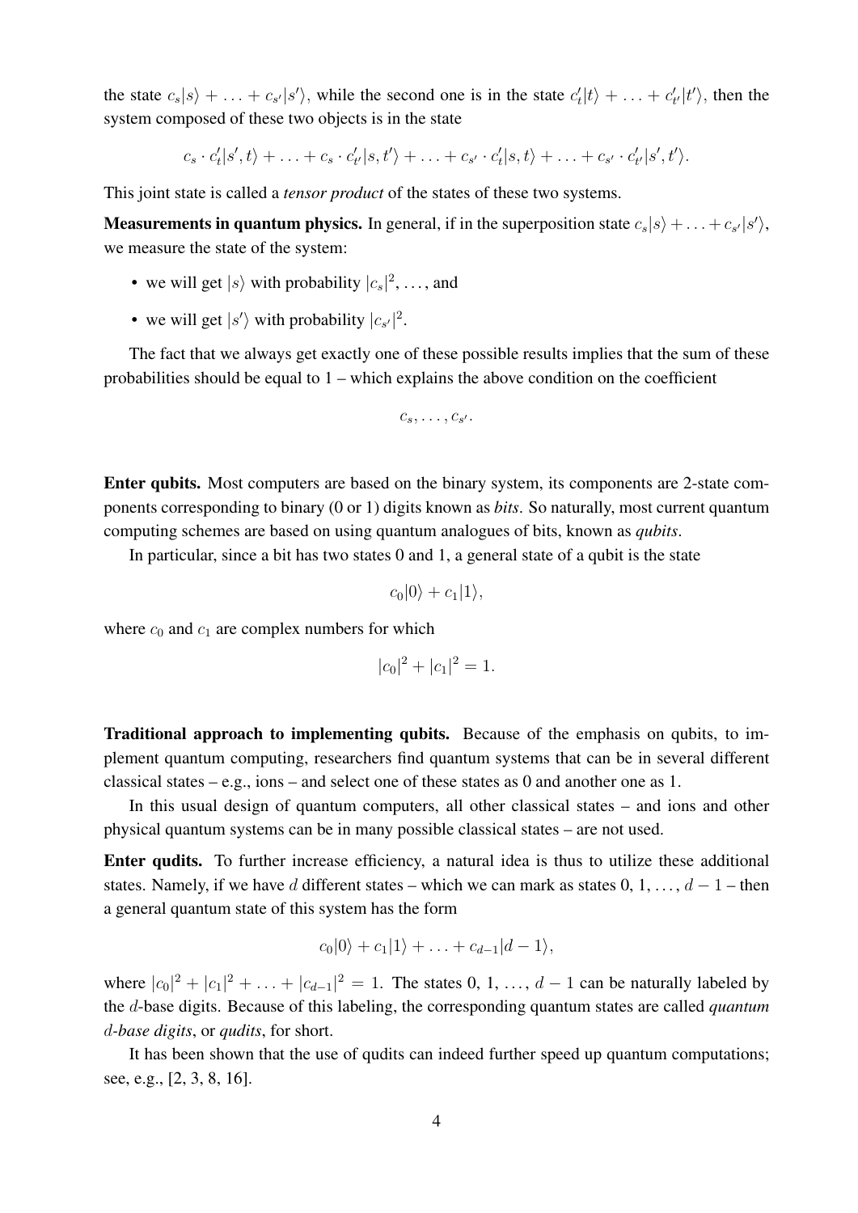the state $c_s|s\rangle + \ldots + c_{s'}|s'\rangle$, while the second one is in the state $c'_t|t\rangle + \ldots + c'_{t'}|t'\rangle$, then the system composed of these two objects is in the state

$$c_s \cdot c'_t|s', t\rangle + \ldots + c_s \cdot c'_{t'}|s, t'\rangle + \ldots + c_{s'} \cdot c'_t|s, t\rangle + \ldots + c_{s'} \cdot c'_{t'}|s', t'\rangle.$$

This joint state is called a *tensor product* of the states of these two systems.

**Measurements in quantum physics.** In general, if in the superposition state $c_s|s\rangle + \ldots + c_{s'}|s'\rangle$, we measure the state of the system:

- we will get $|s\rangle$ with probability $|c_s|^2$, …, and
- we will get $|s'\rangle$ with probability $|c_{s'}|^2$.

The fact that we always get exactly one of these possible results implies that the sum of these probabilities should be equal to 1 – which explains the above condition on the coefficient

$$c_s, \ldots, c_{s'}.$$

**Enter qubits.** Most computers are based on the binary system, its components are 2-state components corresponding to binary (0 or 1) digits known as *bits*. So naturally, most current quantum computing schemes are based on using quantum analogues of bits, known as *qubits*.

In particular, since a bit has two states 0 and 1, a general state of a qubit is the state

$$c_0|0\rangle + c_1|1\rangle,$$

where $c_0$ and $c_1$ are complex numbers for which

$$|c_0|^2 + |c_1|^2 = 1.$$

**Traditional approach to implementing qubits.** Because of the emphasis on qubits, to implement quantum computing, researchers find quantum systems that can be in several different classical states – e.g., ions – and select one of these states as 0 and another one as 1.

In this usual design of quantum computers, all other classical states – and ions and other physical quantum systems can be in many possible classical states – are not used.

**Enter qudits.** To further increase efficiency, a natural idea is thus to utilize these additional states. Namely, if we have $d$ different states – which we can mark as states 0, 1, …, $d-1$ – then a general quantum state of this system has the form

$$c_0|0\rangle + c_1|1\rangle + \ldots + c_{d-1}|d-1\rangle,$$

where $|c_0|^2 + |c_1|^2 + \ldots + |c_{d-1}|^2 = 1$. The states 0, 1, …, $d-1$ can be naturally labeled by the $d$-base digits. Because of this labeling, the corresponding quantum states are called *quantum $d$-base digits*, or *qudits*, for short.

It has been shown that the use of qudits can indeed further speed up quantum computations; see, e.g., [2, 3, 8, 16].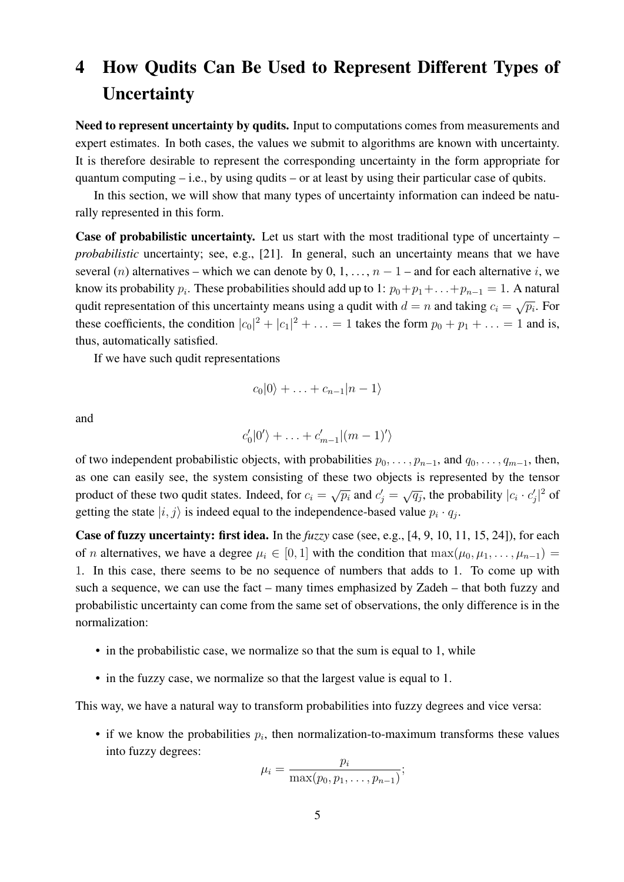# 4 How Qudits Can Be Used to Represent Different Types of Uncertainty

**Need to represent uncertainty by qudits.** Input to computations comes from measurements and expert estimates. In both cases, the values we submit to algorithms are known with uncertainty. It is therefore desirable to represent the corresponding uncertainty in the form appropriate for quantum computing – i.e., by using qudits – or at least by using their particular case of qubits.

In this section, we will show that many types of uncertainty information can indeed be naturally represented in this form.

**Case of probabilistic uncertainty.** Let us start with the most traditional type of uncertainty – *probabilistic* uncertainty; see, e.g., [21]. In general, such an uncertainty means that we have several ($n$) alternatives – which we can denote by 0, 1, ..., $n-1$ – and for each alternative $i$, we know its probability $p_i$. These probabilities should add up to 1: $p_0+p_1+\ldots+p_{n-1}=1$. A natural qudit representation of this uncertainty means using a qudit with $d=n$ and taking $c_i=\sqrt{p_i}$. For these coefficients, the condition $|c_0|^2+|c_1|^2+\ldots=1$ takes the form $p_0+p_1+\ldots=1$ and is, thus, automatically satisfied.

If we have such qudit representations

$$c_0|0\rangle+\ldots+c_{n-1}|n-1\rangle$$

and

$$c'_0|0'\rangle+\ldots+c'_{m-1}|(m-1)'\rangle$$

of two independent probabilistic objects, with probabilities $p_0,\ldots,p_{n-1}$, and $q_0,\ldots,q_{m-1}$, then, as one can easily see, the system consisting of these two objects is represented by the tensor product of these two qudit states. Indeed, for $c_i=\sqrt{p_i}$ and $c'_j=\sqrt{q_j}$, the probability $|c_i\cdot c'_j|^2$ of getting the state $|i,j\rangle$ is indeed equal to the independence-based value $p_i\cdot q_j$.

**Case of fuzzy uncertainty: first idea.** In the *fuzzy* case (see, e.g., [4, 9, 10, 11, 15, 24]), for each of $n$ alternatives, we have a degree $\mu_i\in[0,1]$ with the condition that $\max(\mu_0,\mu_1,\ldots,\mu_{n-1})=1$. In this case, there seems to be no sequence of numbers that adds to 1. To come up with such a sequence, we can use the fact – many times emphasized by Zadeh – that both fuzzy and probabilistic uncertainty can come from the same set of observations, the only difference is in the normalization:

- in the probabilistic case, we normalize so that the sum is equal to 1, while
- in the fuzzy case, we normalize so that the largest value is equal to 1.

This way, we have a natural way to transform probabilities into fuzzy degrees and vice versa:

- if we know the probabilities $p_i$, then normalization-to-maximum transforms these values into fuzzy degrees:

$$\mu_i=\frac{p_i}{\max(p_0,p_1,\ldots,p_{n-1})};$$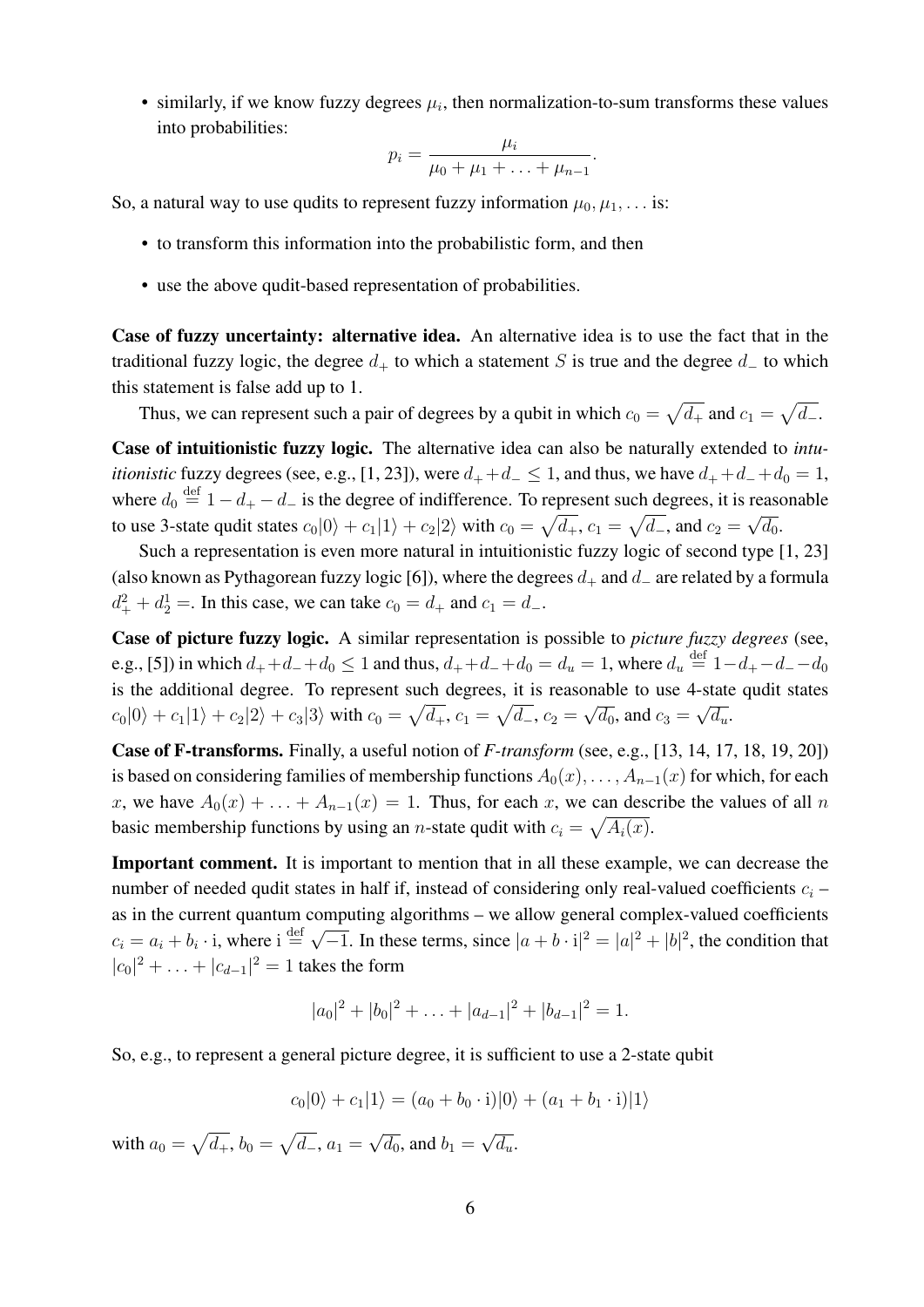- similarly, if we know fuzzy degrees $\mu_i$, then normalization-to-sum transforms these values into probabilities:

$$p_i = \frac{\mu_i}{\mu_0 + \mu_1 + \ldots + \mu_{n-1}}.$$

So, a natural way to use qudits to represent fuzzy information $\mu_0, \mu_1, \ldots$ is:

- to transform this information into the probabilistic form, and then
- use the above qudit-based representation of probabilities.

**Case of fuzzy uncertainty: alternative idea.** An alternative idea is to use the fact that in the traditional fuzzy logic, the degree $d_+$ to which a statement $S$ is true and the degree $d_-$ to which this statement is false add up to 1.

Thus, we can represent such a pair of degrees by a qubit in which $c_0 = \sqrt{d_+}$ and $c_1 = \sqrt{d_-}$.

**Case of intuitionistic fuzzy logic.** The alternative idea can also be naturally extended to *intuitionistic* fuzzy degrees (see, e.g., [1, 23]), were $d_+ + d_- \leq 1$, and thus, we have $d_+ + d_- + d_0 = 1$, where $d_0 \stackrel{\text{def}}{=} 1 - d_+ - d_-$ is the degree of indifference. To represent such degrees, it is reasonable to use 3-state qudit states $c_0|0\rangle + c_1|1\rangle + c_2|2\rangle$ with $c_0 = \sqrt{d_+}$, $c_1 = \sqrt{d_-}$, and $c_2 = \sqrt{d_0}$.

Such a representation is even more natural in intuitionistic fuzzy logic of second type [1, 23] (also known as Pythagorean fuzzy logic [6]), where the degrees $d_+$ and $d_-$ are related by a formula $d_+^2 + d_2^1 =$. In this case, we can take $c_0 = d_+$ and $c_1 = d_-$.

**Case of picture fuzzy logic.** A similar representation is possible to *picture fuzzy degrees* (see, e.g., [5]) in which $d_+ + d_- + d_0 \leq 1$ and thus, $d_+ + d_- + d_0 = d_u = 1$, where $d_u \stackrel{\text{def}}{=} 1 - d_+ - d_- - d_0$ is the additional degree. To represent such degrees, it is reasonable to use 4-state qudit states $c_0|0\rangle + c_1|1\rangle + c_2|2\rangle + c_3|3\rangle$ with $c_0 = \sqrt{d_+}$, $c_1 = \sqrt{d_-}$, $c_2 = \sqrt{d_0}$, and $c_3 = \sqrt{d_u}$.

**Case of F-transforms.** Finally, a useful notion of *F-transform* (see, e.g., [13, 14, 17, 18, 19, 20]) is based on considering families of membership functions $A_0(x), \ldots, A_{n-1}(x)$ for which, for each $x$, we have $A_0(x) + \ldots + A_{n-1}(x) = 1$. Thus, for each $x$, we can describe the values of all $n$ basic membership functions by using an $n$-state qudit with $c_i = \sqrt{A_i(x)}$.

**Important comment.** It is important to mention that in all these example, we can decrease the number of needed qudit states in half if, instead of considering only real-valued coefficients $c_i$ – as in the current quantum computing algorithms – we allow general complex-valued coefficients $c_i = a_i + b_i \cdot \mathrm{i}$, where $\mathrm{i} \stackrel{\text{def}}{=} \sqrt{-1}$. In these terms, since $|a + b \cdot \mathrm{i}|^2 = |a|^2 + |b|^2$, the condition that $|c_0|^2 + \ldots + |c_{d-1}|^2 = 1$ takes the form

$$|a_0|^2 + |b_0|^2 + \ldots + |a_{d-1}|^2 + |b_{d-1}|^2 = 1.$$

So, e.g., to represent a general picture degree, it is sufficient to use a 2-state qubit

$$c_0|0\rangle + c_1|1\rangle = (a_0 + b_0 \cdot \mathrm{i})|0\rangle + (a_1 + b_1 \cdot \mathrm{i})|1\rangle$$

with $a_0 = \sqrt{d_+}$, $b_0 = \sqrt{d_-}$, $a_1 = \sqrt{d_0}$, and $b_1 = \sqrt{d_u}$.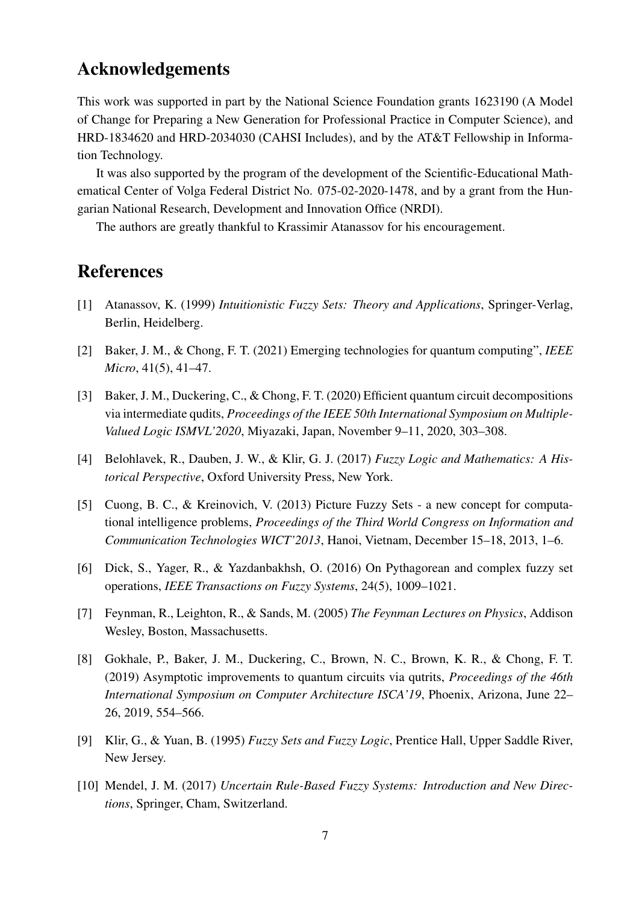## Acknowledgements

This work was supported in part by the National Science Foundation grants 1623190 (A Model of Change for Preparing a New Generation for Professional Practice in Computer Science), and HRD-1834620 and HRD-2034030 (CAHSI Includes), and by the AT&T Fellowship in Information Technology.

It was also supported by the program of the development of the Scientific-Educational Mathematical Center of Volga Federal District No. 075-02-2020-1478, and by a grant from the Hungarian National Research, Development and Innovation Office (NRDI).

The authors are greatly thankful to Krassimir Atanassov for his encouragement.

## References

[1] Atanassov, K. (1999) *Intuitionistic Fuzzy Sets: Theory and Applications*, Springer-Verlag, Berlin, Heidelberg.

[2] Baker, J. M., & Chong, F. T. (2021) Emerging technologies for quantum computing", *IEEE Micro*, 41(5), 41–47.

[3] Baker, J. M., Duckering, C., & Chong, F. T. (2020) Efficient quantum circuit decompositions via intermediate qudits, *Proceedings of the IEEE 50th International Symposium on Multiple-Valued Logic ISMVL'2020*, Miyazaki, Japan, November 9–11, 2020, 303–308.

[4] Belohlavek, R., Dauben, J. W., & Klir, G. J. (2017) *Fuzzy Logic and Mathematics: A Historical Perspective*, Oxford University Press, New York.

[5] Cuong, B. C., & Kreinovich, V. (2013) Picture Fuzzy Sets - a new concept for computational intelligence problems, *Proceedings of the Third World Congress on Information and Communication Technologies WICT'2013*, Hanoi, Vietnam, December 15–18, 2013, 1–6.

[6] Dick, S., Yager, R., & Yazdanbakhsh, O. (2016) On Pythagorean and complex fuzzy set operations, *IEEE Transactions on Fuzzy Systems*, 24(5), 1009–1021.

[7] Feynman, R., Leighton, R., & Sands, M. (2005) *The Feynman Lectures on Physics*, Addison Wesley, Boston, Massachusetts.

[8] Gokhale, P., Baker, J. M., Duckering, C., Brown, N. C., Brown, K. R., & Chong, F. T. (2019) Asymptotic improvements to quantum circuits via qutrits, *Proceedings of the 46th International Symposium on Computer Architecture ISCA'19*, Phoenix, Arizona, June 22–26, 2019, 554–566.

[9] Klir, G., & Yuan, B. (1995) *Fuzzy Sets and Fuzzy Logic*, Prentice Hall, Upper Saddle River, New Jersey.

[10] Mendel, J. M. (2017) *Uncertain Rule-Based Fuzzy Systems: Introduction and New Directions*, Springer, Cham, Switzerland.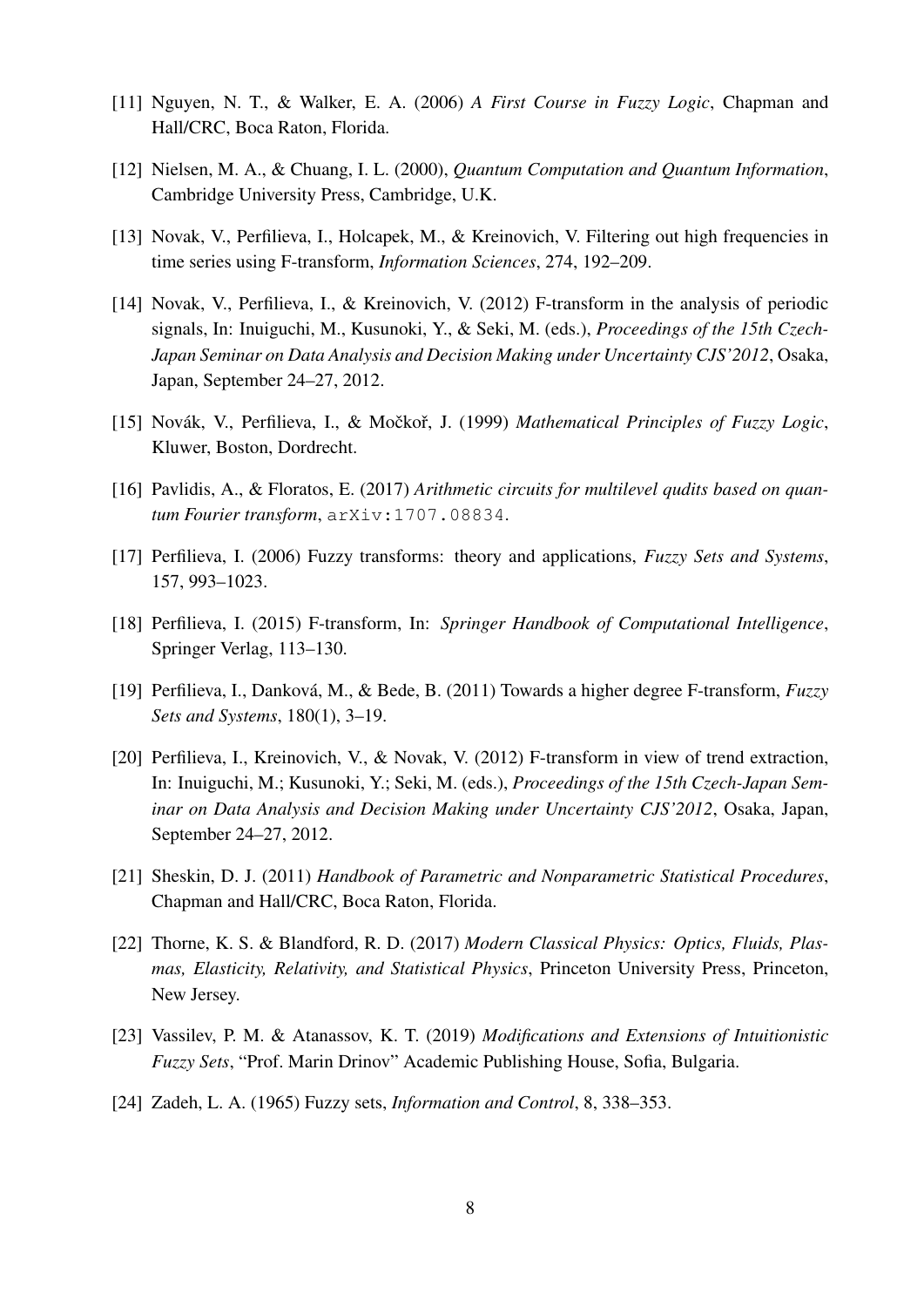[11] Nguyen, N. T., & Walker, E. A. (2006) *A First Course in Fuzzy Logic*, Chapman and Hall/CRC, Boca Raton, Florida.

[12] Nielsen, M. A., & Chuang, I. L. (2000), *Quantum Computation and Quantum Information*, Cambridge University Press, Cambridge, U.K.

[13] Novak, V., Perfilieva, I., Holcapek, M., & Kreinovich, V. Filtering out high frequencies in time series using F-transform, *Information Sciences*, 274, 192–209.

[14] Novak, V., Perfilieva, I., & Kreinovich, V. (2012) F-transform in the analysis of periodic signals, In: Inuiguchi, M., Kusunoki, Y., & Seki, M. (eds.), *Proceedings of the 15th Czech-Japan Seminar on Data Analysis and Decision Making under Uncertainty CJS'2012*, Osaka, Japan, September 24–27, 2012.

[15] Novák, V., Perfilieva, I., & Močkoř, J. (1999) *Mathematical Principles of Fuzzy Logic*, Kluwer, Boston, Dordrecht.

[16] Pavlidis, A., & Floratos, E. (2017) *Arithmetic circuits for multilevel qudits based on quantum Fourier transform*, arXiv:1707.08834.

[17] Perfilieva, I. (2006) Fuzzy transforms: theory and applications, *Fuzzy Sets and Systems*, 157, 993–1023.

[18] Perfilieva, I. (2015) F-transform, In: *Springer Handbook of Computational Intelligence*, Springer Verlag, 113–130.

[19] Perfilieva, I., Danková, M., & Bede, B. (2011) Towards a higher degree F-transform, *Fuzzy Sets and Systems*, 180(1), 3–19.

[20] Perfilieva, I., Kreinovich, V., & Novak, V. (2012) F-transform in view of trend extraction, In: Inuiguchi, M.; Kusunoki, Y.; Seki, M. (eds.), *Proceedings of the 15th Czech-Japan Seminar on Data Analysis and Decision Making under Uncertainty CJS'2012*, Osaka, Japan, September 24–27, 2012.

[21] Sheskin, D. J. (2011) *Handbook of Parametric and Nonparametric Statistical Procedures*, Chapman and Hall/CRC, Boca Raton, Florida.

[22] Thorne, K. S. & Blandford, R. D. (2017) *Modern Classical Physics: Optics, Fluids, Plasmas, Elasticity, Relativity, and Statistical Physics*, Princeton University Press, Princeton, New Jersey.

[23] Vassilev, P. M. & Atanassov, K. T. (2019) *Modifications and Extensions of Intuitionistic Fuzzy Sets*, "Prof. Marin Drinov" Academic Publishing House, Sofia, Bulgaria.

[24] Zadeh, L. A. (1965) Fuzzy sets, *Information and Control*, 8, 338–353.